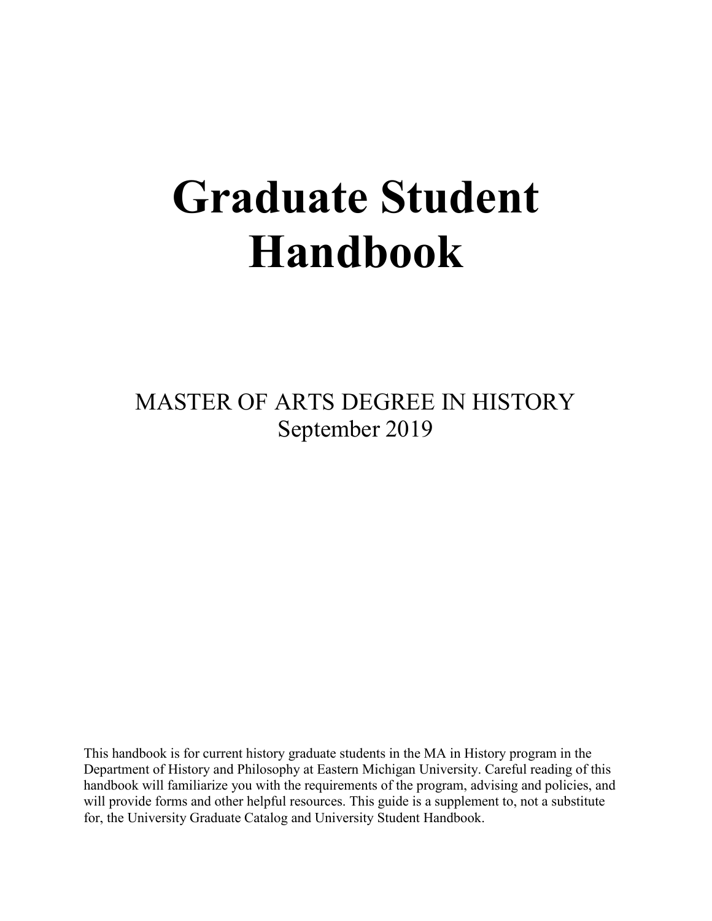# Graduate Student Handbook

MASTER OF ARTS DEGREE IN HISTORY
September 2019

This handbook is for current history graduate students in the MA in History program in the Department of History and Philosophy at Eastern Michigan University. Careful reading of this handbook will familiarize you with the requirements of the program, advising and policies, and will provide forms and other helpful resources. This guide is a supplement to, not a substitute for, the University Graduate Catalog and University Student Handbook.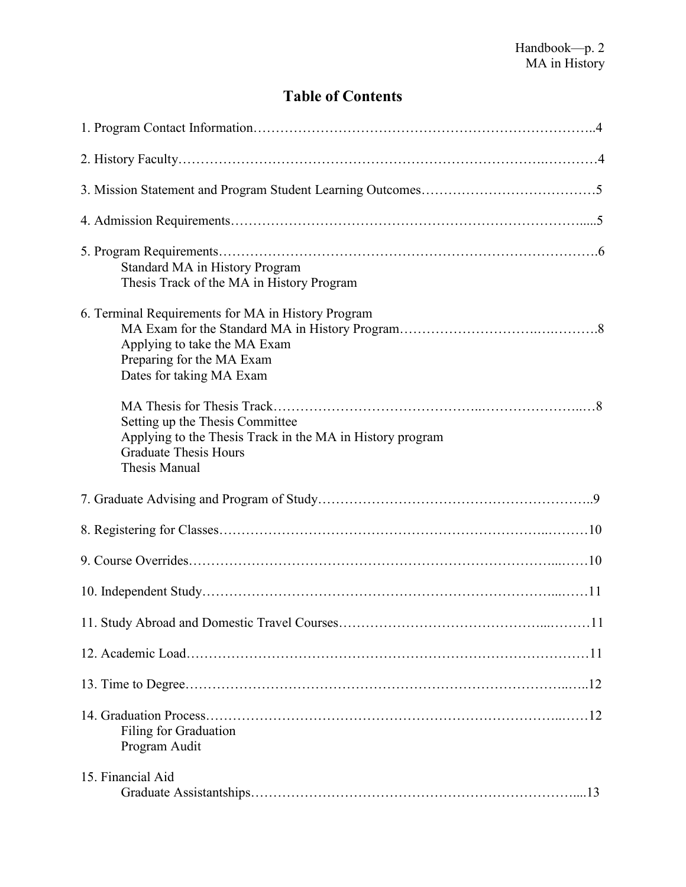# Table of Contents

1. Program Contact Information……………………………………………………………..4

2. History Faculty…………………………………………………………………………4

3. Mission Statement and Program Student Learning Outcomes…………………………………5

4. Admission Requirements…………………………………………………………….....5

5. Program Requirements………………………………………………………………….6
   - Standard MA in History Program
   - Thesis Track of the MA in History Program

6. Terminal Requirements for MA in History Program
   - MA Exam for the Standard MA in History Program……………………………….8
     - Applying to take the MA Exam
     - Preparing for the MA Exam
     - Dates for taking MA Exam
   - MA Thesis for Thesis Track………………………………………………………..8
     - Setting up the Thesis Committee
     - Applying to the Thesis Track in the MA in History program
     - Graduate Thesis Hours
     - Thesis Manual

7. Graduate Advising and Program of Study…………………………………………………..9

8. Registering for Classes………………………………………………………………10

9. Course Overrides……………………………………………………………………10

10. Independent Study…………………………………………………………………11

11. Study Abroad and Domestic Travel Courses…………………………………………11

12. Academic Load……………………………………………………………………11

13. Time to Degree……………………………………………………………………12

14. Graduation Process…………………………………………………………………12
    - Filing for Graduation
    - Program Audit

15. Financial Aid
    - Graduate Assistantships…………………………………………………………...13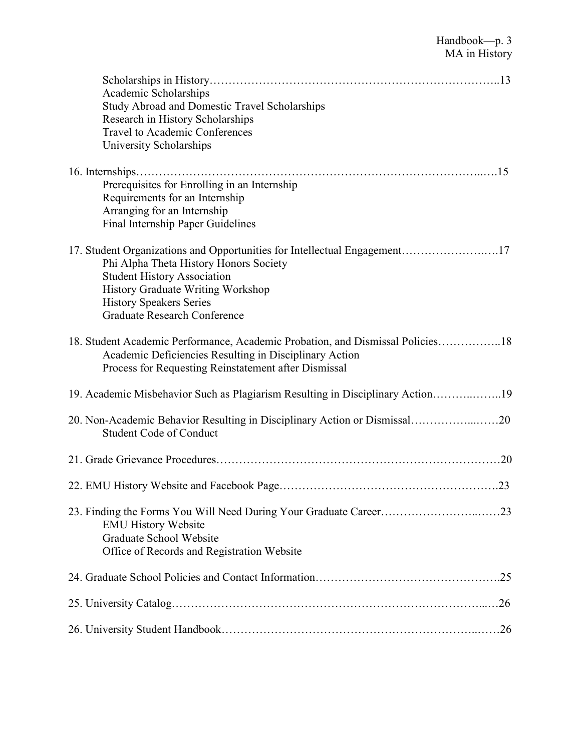Scholarships in History……………………………………………………………………..13
- Academic Scholarships
- Study Abroad and Domestic Travel Scholarships
- Research in History Scholarships
- Travel to Academic Conferences
- University Scholarships

16. Internships……………………………………………………………………………...….15
    - Prerequisites for Enrolling in an Internship
    - Requirements for an Internship
    - Arranging for an Internship
    - Final Internship Paper Guidelines

17. Student Organizations and Opportunities for Intellectual Engagement…………………..….17
    - Phi Alpha Theta History Honors Society
    - Student History Association
    - History Graduate Writing Workshop
    - History Speakers Series
    - Graduate Research Conference

18. Student Academic Performance, Academic Probation, and Dismissal Policies……………..18
    - Academic Deficiencies Resulting in Disciplinary Action
    - Process for Requesting Reinstatement after Dismissal

19. Academic Misbehavior Such as Plagiarism Resulting in Disciplinary Action………..……..19

20. Non-Academic Behavior Resulting in Disciplinary Action or Dismissal……………...……20
    - Student Code of Conduct

21. Grade Grievance Procedures…………………………………………………………………20

22. EMU History Website and Facebook Page……………………………………………….23

23. Finding the Forms You Will Need During Your Graduate Career……………………..……23
    - EMU History Website
    - Graduate School Website
    - Office of Records and Registration Website

24. Graduate School Policies and Contact Information………………………………………..25

25. University Catalog…………………………………………………………………...…26

26. University Student Handbook……………………………………………………...……26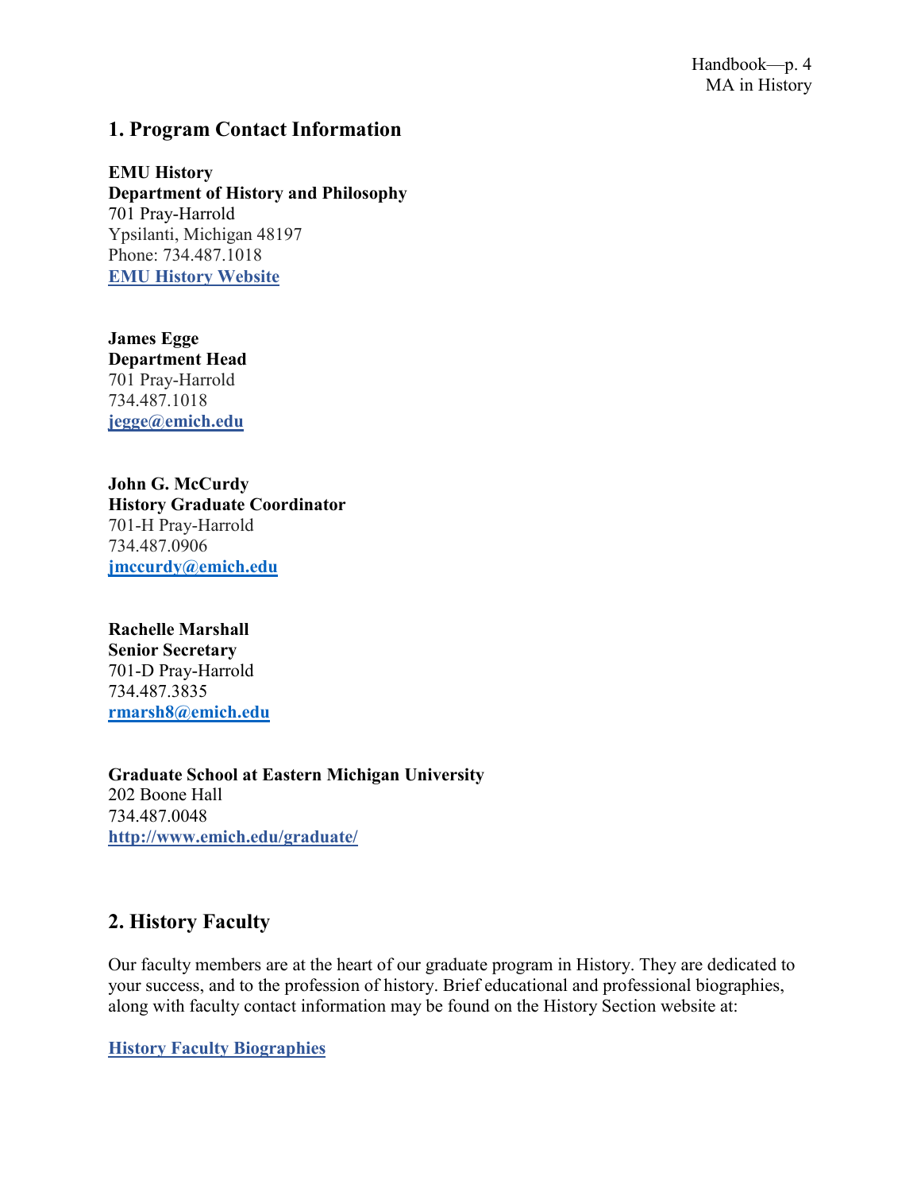## 1. Program Contact Information

**EMU History**
**Department of History and Philosophy**
701 Pray-Harrold
Ypsilanti, Michigan 48197
Phone: 734.487.1018
**EMU History Website**

**James Egge**
**Department Head**
701 Pray-Harrold
734.487.1018
**jegge@emich.edu**

**John G. McCurdy**
**History Graduate Coordinator**
701-H Pray-Harrold
734.487.0906
**jmccurdy@emich.edu**

**Rachelle Marshall**
**Senior Secretary**
701-D Pray-Harrold
734.487.3835
**rmarsh8@emich.edu**

**Graduate School at Eastern Michigan University**
202 Boone Hall
734.487.0048
**http://www.emich.edu/graduate/**

## 2. History Faculty

Our faculty members are at the heart of our graduate program in History. They are dedicated to your success, and to the profession of history. Brief educational and professional biographies, along with faculty contact information may be found on the History Section website at:

**History Faculty Biographies**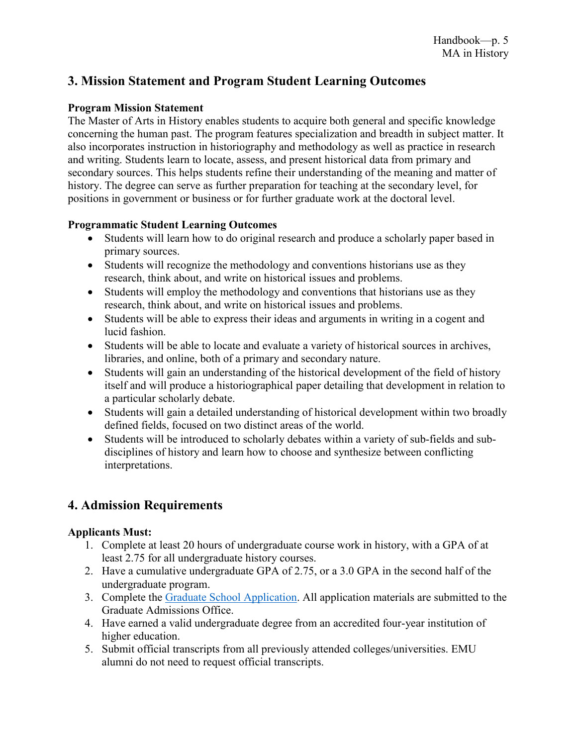## 3. Mission Statement and Program Student Learning Outcomes

**Program Mission Statement**

The Master of Arts in History enables students to acquire both general and specific knowledge concerning the human past. The program features specialization and breadth in subject matter. It also incorporates instruction in historiography and methodology as well as practice in research and writing. Students learn to locate, assess, and present historical data from primary and secondary sources. This helps students refine their understanding of the meaning and matter of history. The degree can serve as further preparation for teaching at the secondary level, for positions in government or business or for further graduate work at the doctoral level.

**Programmatic Student Learning Outcomes**

- Students will learn how to do original research and produce a scholarly paper based in primary sources.
- Students will recognize the methodology and conventions historians use as they research, think about, and write on historical issues and problems.
- Students will employ the methodology and conventions that historians use as they research, think about, and write on historical issues and problems.
- Students will be able to express their ideas and arguments in writing in a cogent and lucid fashion.
- Students will be able to locate and evaluate a variety of historical sources in archives, libraries, and online, both of a primary and secondary nature.
- Students will gain an understanding of the historical development of the field of history itself and will produce a historiographical paper detailing that development in relation to a particular scholarly debate.
- Students will gain a detailed understanding of historical development within two broadly defined fields, focused on two distinct areas of the world.
- Students will be introduced to scholarly debates within a variety of sub-fields and sub-disciplines of history and learn how to choose and synthesize between conflicting interpretations.

## 4. Admission Requirements

**Applicants Must:**

1. Complete at least 20 hours of undergraduate course work in history, with a GPA of at least 2.75 for all undergraduate history courses.
2. Have a cumulative undergraduate GPA of 2.75, or a 3.0 GPA in the second half of the undergraduate program.
3. Complete the Graduate School Application. All application materials are submitted to the Graduate Admissions Office.
4. Have earned a valid undergraduate degree from an accredited four-year institution of higher education.
5. Submit official transcripts from all previously attended colleges/universities. EMU alumni do not need to request official transcripts.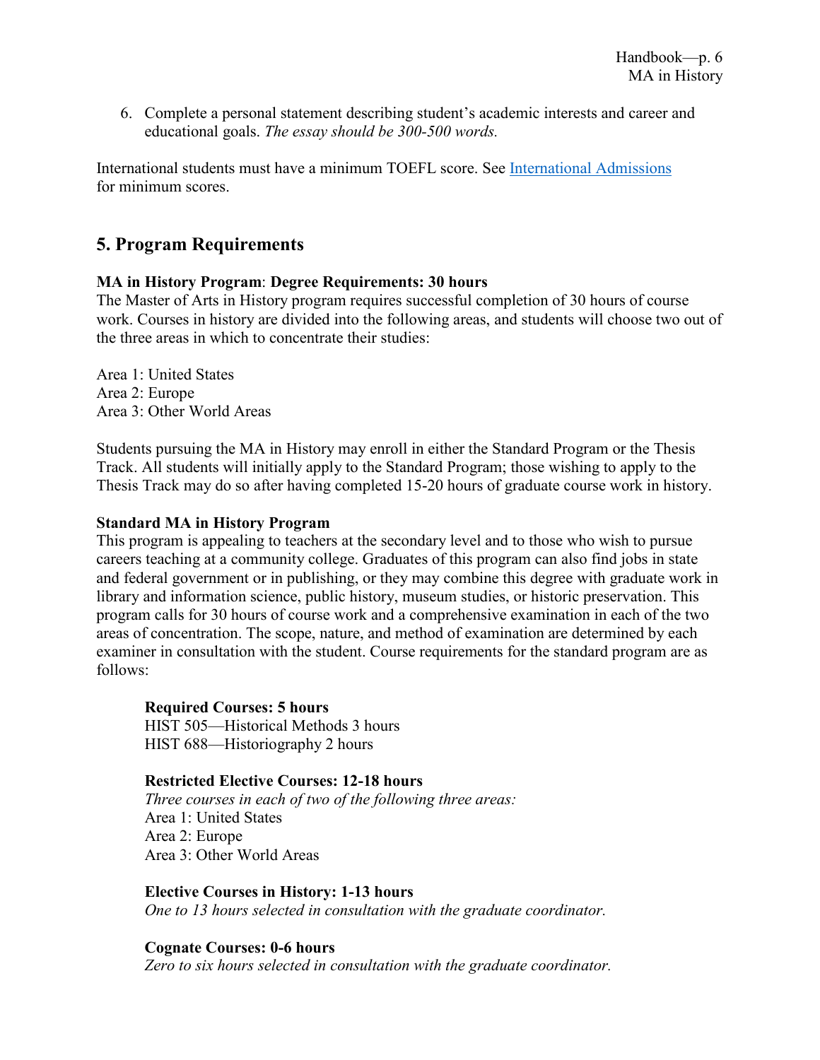6. Complete a personal statement describing student's academic interests and career and educational goals. *The essay should be 300-500 words.*

International students must have a minimum TOEFL score. See [International Admissions] for minimum scores.

## 5. Program Requirements

**MA in History Program**: **Degree Requirements: 30 hours**
The Master of Arts in History program requires successful completion of 30 hours of course work. Courses in history are divided into the following areas, and students will choose two out of the three areas in which to concentrate their studies:

Area 1: United States
Area 2: Europe
Area 3: Other World Areas

Students pursuing the MA in History may enroll in either the Standard Program or the Thesis Track. All students will initially apply to the Standard Program; those wishing to apply to the Thesis Track may do so after having completed 15-20 hours of graduate course work in history.

**Standard MA in History Program**
This program is appealing to teachers at the secondary level and to those who wish to pursue careers teaching at a community college. Graduates of this program can also find jobs in state and federal government or in publishing, or they may combine this degree with graduate work in library and information science, public history, museum studies, or historic preservation. This program calls for 30 hours of course work and a comprehensive examination in each of the two areas of concentration. The scope, nature, and method of examination are determined by each examiner in consultation with the student. Course requirements for the standard program are as follows:

**Required Courses: 5 hours**
HIST 505—Historical Methods 3 hours
HIST 688—Historiography 2 hours

**Restricted Elective Courses: 12-18 hours**
*Three courses in each of two of the following three areas:*
Area 1: United States
Area 2: Europe
Area 3: Other World Areas

**Elective Courses in History: 1-13 hours**
*One to 13 hours selected in consultation with the graduate coordinator.*

**Cognate Courses: 0-6 hours**
*Zero to six hours selected in consultation with the graduate coordinator.*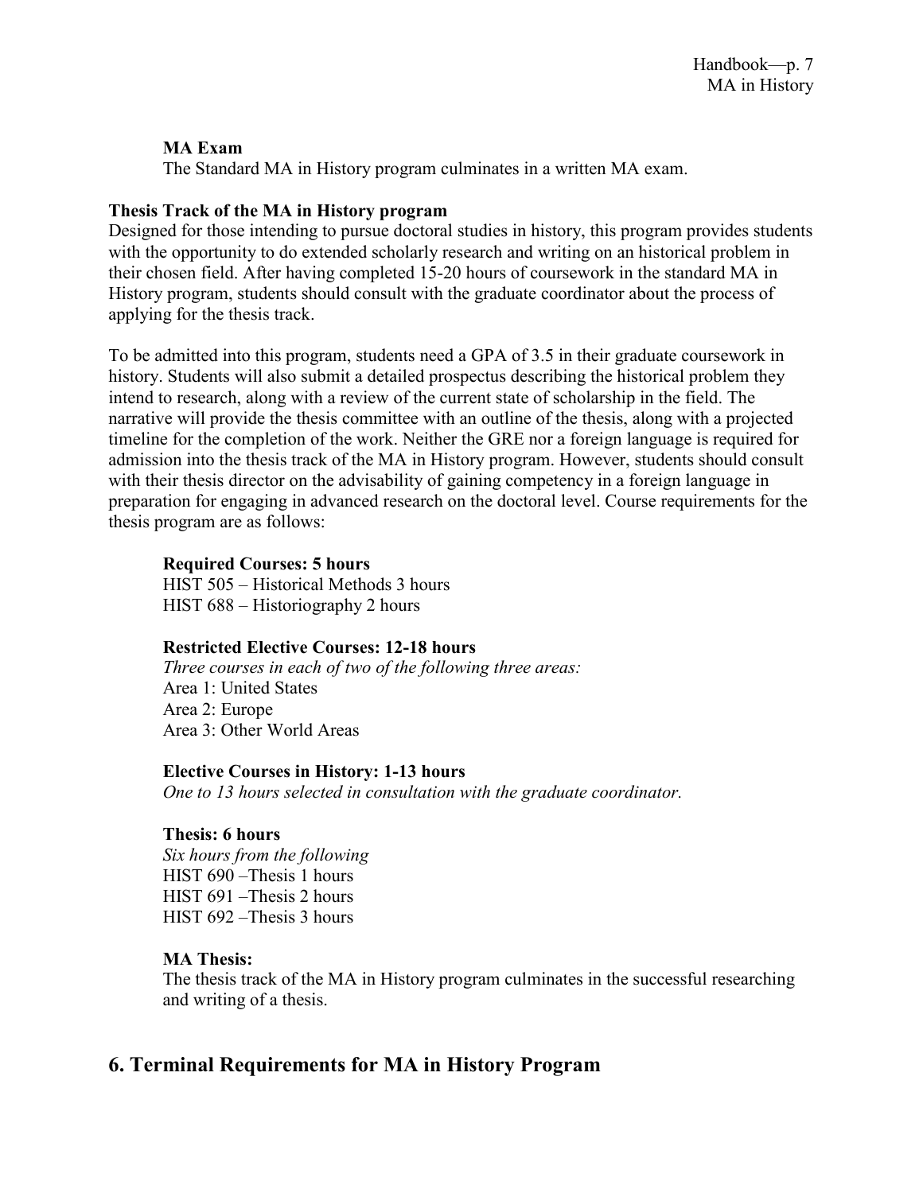**MA Exam**

The Standard MA in History program culminates in a written MA exam.

**Thesis Track of the MA in History program**

Designed for those intending to pursue doctoral studies in history, this program provides students with the opportunity to do extended scholarly research and writing on an historical problem in their chosen field. After having completed 15-20 hours of coursework in the standard MA in History program, students should consult with the graduate coordinator about the process of applying for the thesis track.

To be admitted into this program, students need a GPA of 3.5 in their graduate coursework in history. Students will also submit a detailed prospectus describing the historical problem they intend to research, along with a review of the current state of scholarship in the field. The narrative will provide the thesis committee with an outline of the thesis, along with a projected timeline for the completion of the work. Neither the GRE nor a foreign language is required for admission into the thesis track of the MA in History program. However, students should consult with their thesis director on the advisability of gaining competency in a foreign language in preparation for engaging in advanced research on the doctoral level. Course requirements for the thesis program are as follows:

**Required Courses: 5 hours**

HIST 505 – Historical Methods 3 hours
HIST 688 – Historiography 2 hours

**Restricted Elective Courses: 12-18 hours**

*Three courses in each of two of the following three areas:*
Area 1: United States
Area 2: Europe
Area 3: Other World Areas

**Elective Courses in History: 1-13 hours**

*One to 13 hours selected in consultation with the graduate coordinator.*

**Thesis: 6 hours**

*Six hours from the following*
HIST 690 –Thesis 1 hours
HIST 691 –Thesis 2 hours
HIST 692 –Thesis 3 hours

**MA Thesis:**

The thesis track of the MA in History program culminates in the successful researching and writing of a thesis.

## 6. Terminal Requirements for MA in History Program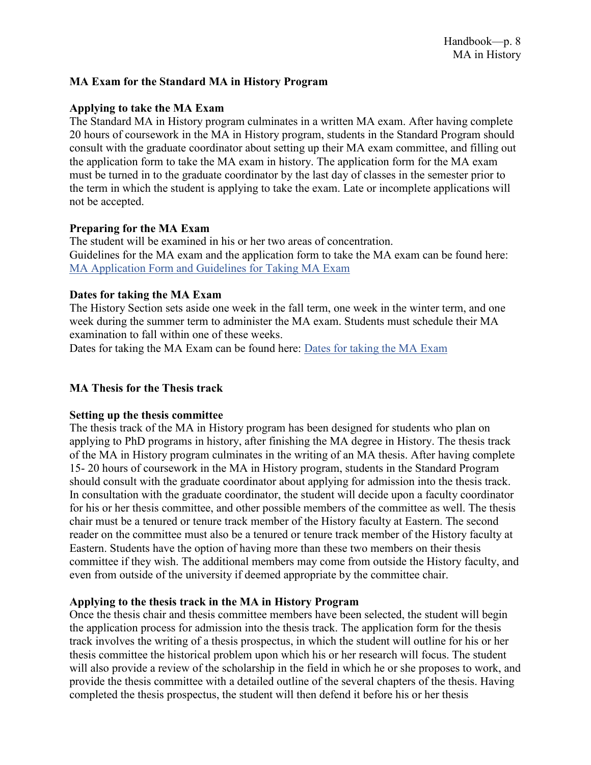## MA Exam for the Standard MA in History Program

### Applying to take the MA Exam

The Standard MA in History program culminates in a written MA exam. After having complete 20 hours of coursework in the MA in History program, students in the Standard Program should consult with the graduate coordinator about setting up their MA exam committee, and filling out the application form to take the MA exam in history. The application form for the MA exam must be turned in to the graduate coordinator by the last day of classes in the semester prior to the term in which the student is applying to take the exam. Late or incomplete applications will not be accepted.

### Preparing for the MA Exam

The student will be examined in his or her two areas of concentration.
Guidelines for the MA exam and the application form to take the MA exam can be found here: [MA Application Form and Guidelines for Taking MA Exam]()

### Dates for taking the MA Exam

The History Section sets aside one week in the fall term, one week in the winter term, and one week during the summer term to administer the MA exam. Students must schedule their MA examination to fall within one of these weeks.
Dates for taking the MA Exam can be found here: [Dates for taking the MA Exam]()

## MA Thesis for the Thesis track

### Setting up the thesis committee

The thesis track of the MA in History program has been designed for students who plan on applying to PhD programs in history, after finishing the MA degree in History. The thesis track of the MA in History program culminates in the writing of an MA thesis. After having complete 15- 20 hours of coursework in the MA in History program, students in the Standard Program should consult with the graduate coordinator about applying for admission into the thesis track. In consultation with the graduate coordinator, the student will decide upon a faculty coordinator for his or her thesis committee, and other possible members of the committee as well. The thesis chair must be a tenured or tenure track member of the History faculty at Eastern. The second reader on the committee must also be a tenured or tenure track member of the History faculty at Eastern. Students have the option of having more than these two members on their thesis committee if they wish. The additional members may come from outside the History faculty, and even from outside of the university if deemed appropriate by the committee chair.

### Applying to the thesis track in the MA in History Program

Once the thesis chair and thesis committee members have been selected, the student will begin the application process for admission into the thesis track. The application form for the thesis track involves the writing of a thesis prospectus, in which the student will outline for his or her thesis committee the historical problem upon which his or her research will focus. The student will also provide a review of the scholarship in the field in which he or she proposes to work, and provide the thesis committee with a detailed outline of the several chapters of the thesis. Having completed the thesis prospectus, the student will then defend it before his or her thesis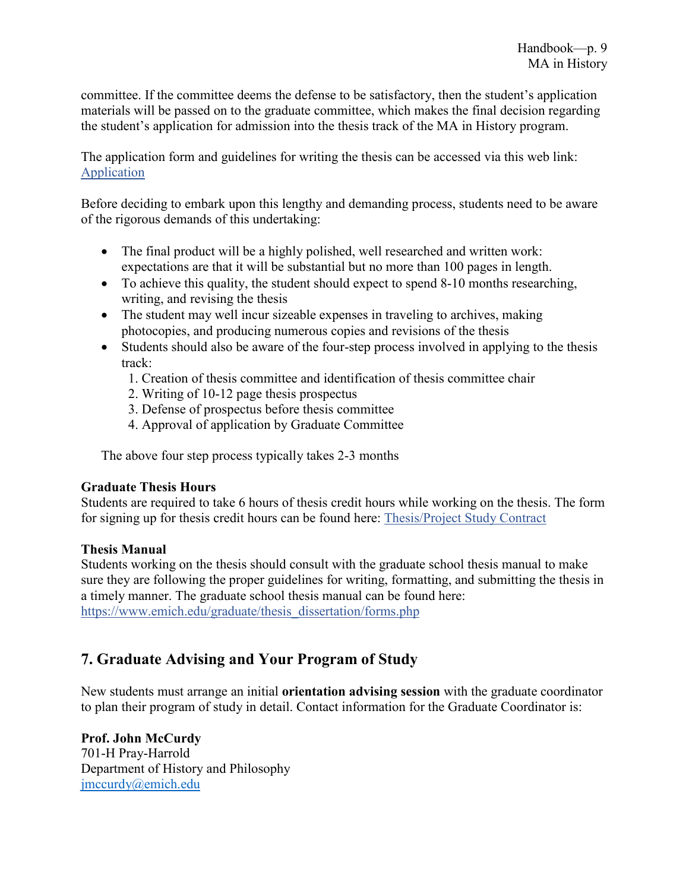committee. If the committee deems the defense to be satisfactory, then the student's application materials will be passed on to the graduate committee, which makes the final decision regarding the student's application for admission into the thesis track of the MA in History program.

The application form and guidelines for writing the thesis can be accessed via this web link: [Application]

Before deciding to embark upon this lengthy and demanding process, students need to be aware of the rigorous demands of this undertaking:

- The final product will be a highly polished, well researched and written work: expectations are that it will be substantial but no more than 100 pages in length.
- To achieve this quality, the student should expect to spend 8-10 months researching, writing, and revising the thesis
- The student may well incur sizeable expenses in traveling to archives, making photocopies, and producing numerous copies and revisions of the thesis
- Students should also be aware of the four-step process involved in applying to the thesis track:
  1. Creation of thesis committee and identification of thesis committee chair
  2. Writing of 10-12 page thesis prospectus
  3. Defense of prospectus before thesis committee
  4. Approval of application by Graduate Committee

The above four step process typically takes 2-3 months

**Graduate Thesis Hours**
Students are required to take 6 hours of thesis credit hours while working on the thesis. The form for signing up for thesis credit hours can be found here: [Thesis/Project Study Contract]

**Thesis Manual**
Students working on the thesis should consult with the graduate school thesis manual to make sure they are following the proper guidelines for writing, formatting, and submitting the thesis in a timely manner. The graduate school thesis manual can be found here: https://www.emich.edu/graduate/thesis_dissertation/forms.php

## 7. Graduate Advising and Your Program of Study

New students must arrange an initial **orientation advising session** with the graduate coordinator to plan their program of study in detail. Contact information for the Graduate Coordinator is:

**Prof. John McCurdy**
701-H Pray-Harrold
Department of History and Philosophy
jmccurdy@emich.edu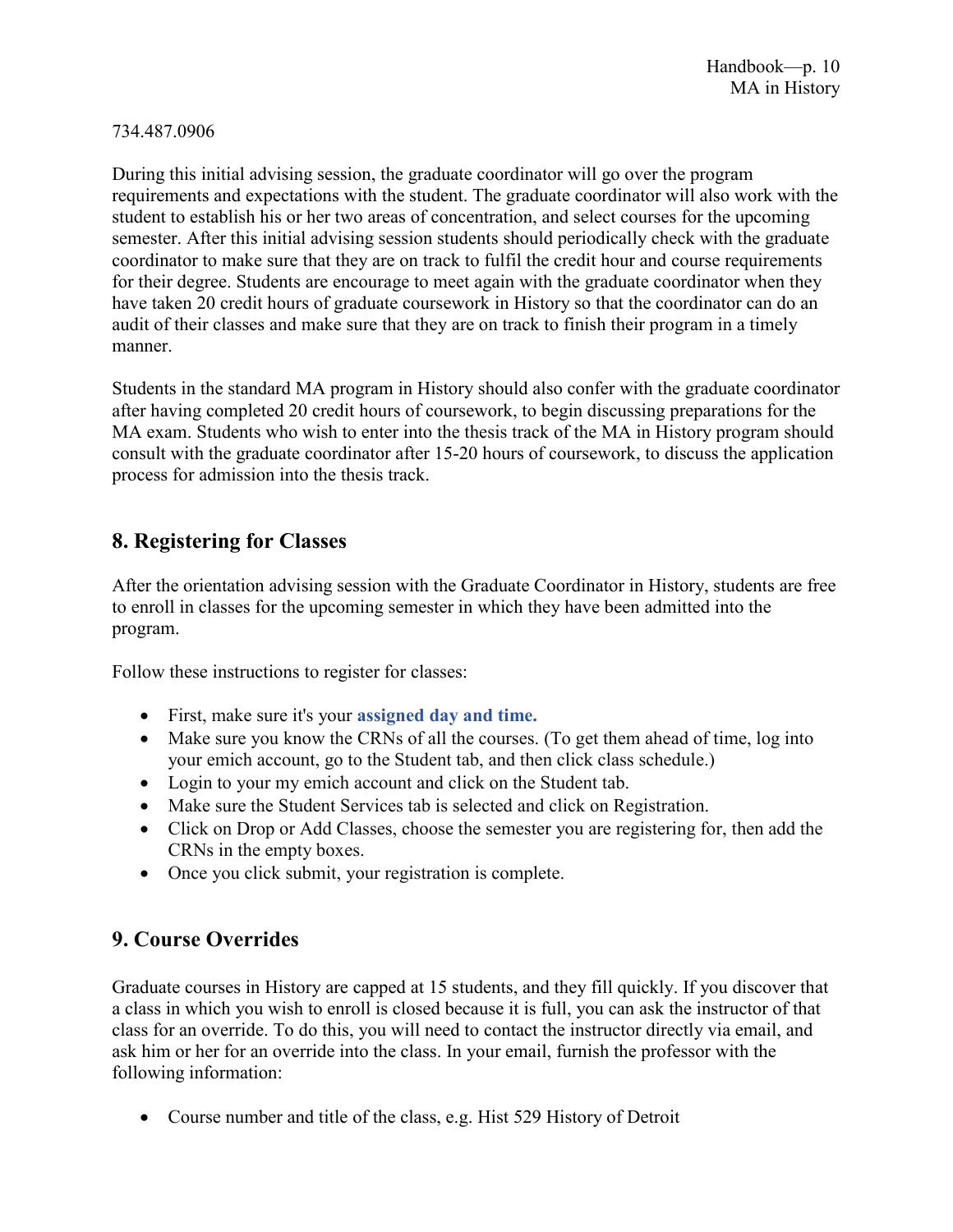734.487.0906

During this initial advising session, the graduate coordinator will go over the program requirements and expectations with the student. The graduate coordinator will also work with the student to establish his or her two areas of concentration, and select courses for the upcoming semester. After this initial advising session students should periodically check with the graduate coordinator to make sure that they are on track to fulfil the credit hour and course requirements for their degree. Students are encourage to meet again with the graduate coordinator when they have taken 20 credit hours of graduate coursework in History so that the coordinator can do an audit of their classes and make sure that they are on track to finish their program in a timely manner.

Students in the standard MA program in History should also confer with the graduate coordinator after having completed 20 credit hours of coursework, to begin discussing preparations for the MA exam. Students who wish to enter into the thesis track of the MA in History program should consult with the graduate coordinator after 15-20 hours of coursework, to discuss the application process for admission into the thesis track.

## 8. Registering for Classes

After the orientation advising session with the Graduate Coordinator in History, students are free to enroll in classes for the upcoming semester in which they have been admitted into the program.

Follow these instructions to register for classes:

- First, make sure it's your **assigned day and time.**
- Make sure you know the CRNs of all the courses. (To get them ahead of time, log into your emich account, go to the Student tab, and then click class schedule.)
- Login to your my emich account and click on the Student tab.
- Make sure the Student Services tab is selected and click on Registration.
- Click on Drop or Add Classes, choose the semester you are registering for, then add the CRNs in the empty boxes.
- Once you click submit, your registration is complete.

## 9. Course Overrides

Graduate courses in History are capped at 15 students, and they fill quickly. If you discover that a class in which you wish to enroll is closed because it is full, you can ask the instructor of that class for an override. To do this, you will need to contact the instructor directly via email, and ask him or her for an override into the class. In your email, furnish the professor with the following information:

- Course number and title of the class, e.g. Hist 529 History of Detroit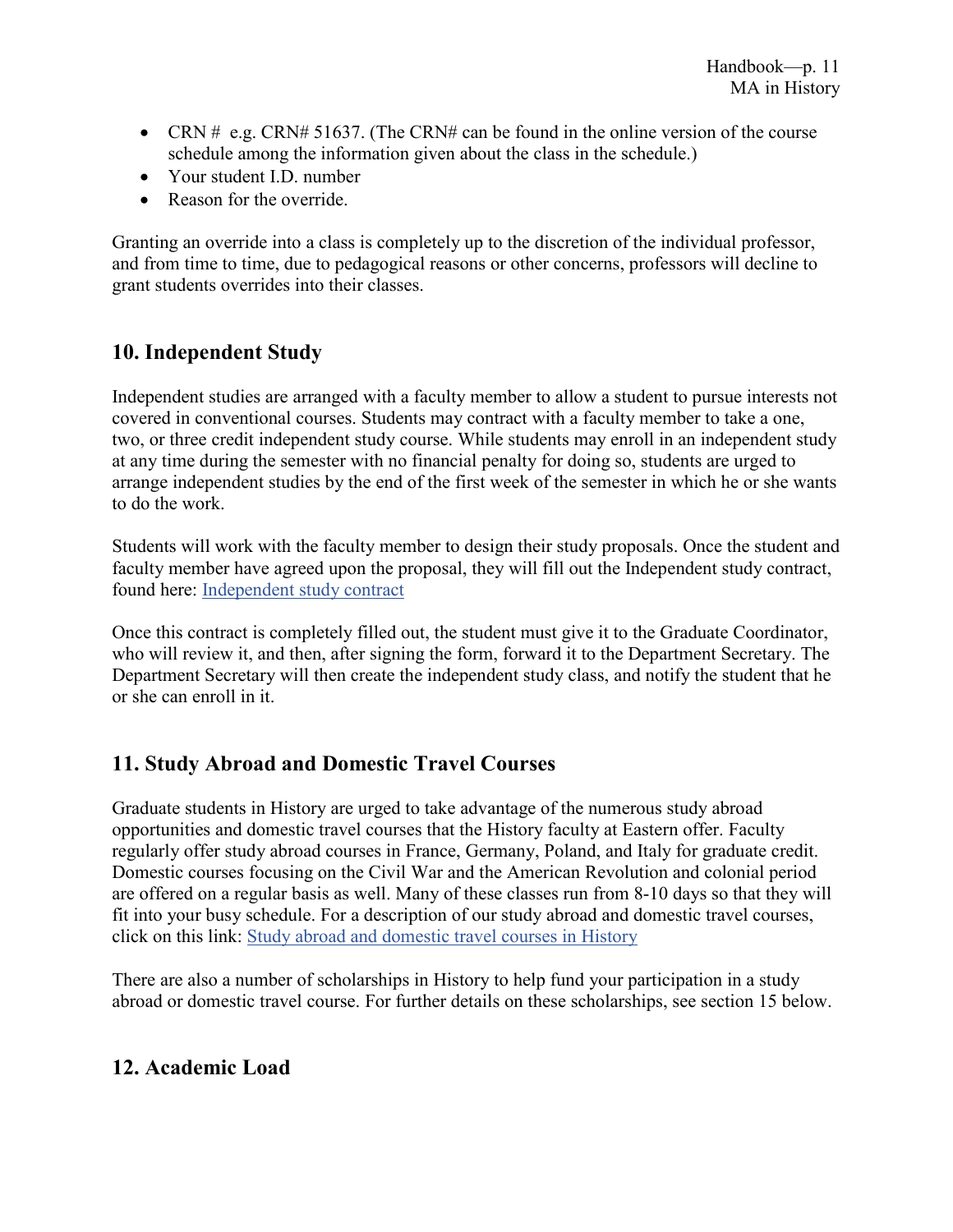- CRN # e.g. CRN# 51637. (The CRN# can be found in the online version of the course schedule among the information given about the class in the schedule.)
- Your student I.D. number
- Reason for the override.

Granting an override into a class is completely up to the discretion of the individual professor, and from time to time, due to pedagogical reasons or other concerns, professors will decline to grant students overrides into their classes.

## 10. Independent Study

Independent studies are arranged with a faculty member to allow a student to pursue interests not covered in conventional courses. Students may contract with a faculty member to take a one, two, or three credit independent study course. While students may enroll in an independent study at any time during the semester with no financial penalty for doing so, students are urged to arrange independent studies by the end of the first week of the semester in which he or she wants to do the work.

Students will work with the faculty member to design their study proposals. Once the student and faculty member have agreed upon the proposal, they will fill out the Independent study contract, found here: Independent study contract

Once this contract is completely filled out, the student must give it to the Graduate Coordinator, who will review it, and then, after signing the form, forward it to the Department Secretary. The Department Secretary will then create the independent study class, and notify the student that he or she can enroll in it.

## 11. Study Abroad and Domestic Travel Courses

Graduate students in History are urged to take advantage of the numerous study abroad opportunities and domestic travel courses that the History faculty at Eastern offer. Faculty regularly offer study abroad courses in France, Germany, Poland, and Italy for graduate credit. Domestic courses focusing on the Civil War and the American Revolution and colonial period are offered on a regular basis as well. Many of these classes run from 8-10 days so that they will fit into your busy schedule. For a description of our study abroad and domestic travel courses, click on this link: Study abroad and domestic travel courses in History

There are also a number of scholarships in History to help fund your participation in a study abroad or domestic travel course. For further details on these scholarships, see section 15 below.

## 12. Academic Load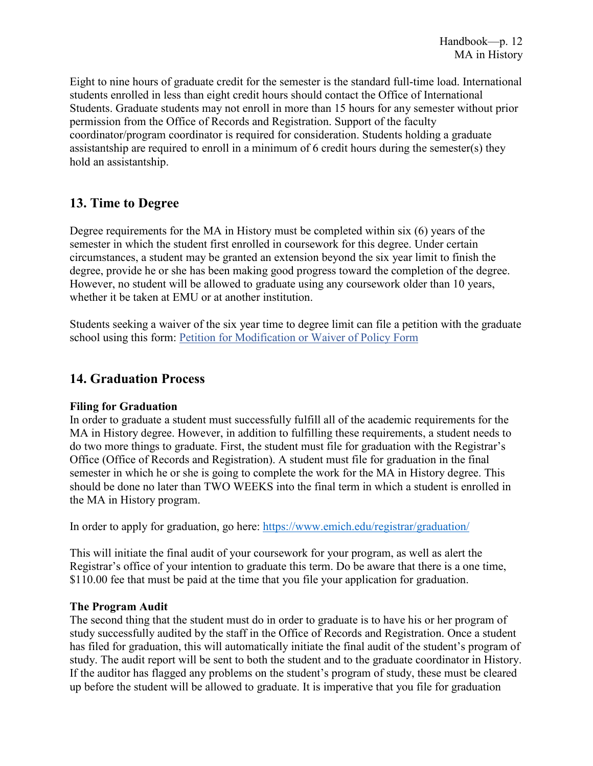Eight to nine hours of graduate credit for the semester is the standard full-time load. International students enrolled in less than eight credit hours should contact the Office of International Students. Graduate students may not enroll in more than 15 hours for any semester without prior permission from the Office of Records and Registration. Support of the faculty coordinator/program coordinator is required for consideration. Students holding a graduate assistantship are required to enroll in a minimum of 6 credit hours during the semester(s) they hold an assistantship.

## 13. Time to Degree

Degree requirements for the MA in History must be completed within six (6) years of the semester in which the student first enrolled in coursework for this degree. Under certain circumstances, a student may be granted an extension beyond the six year limit to finish the degree, provide he or she has been making good progress toward the completion of the degree. However, no student will be allowed to graduate using any coursework older than 10 years, whether it be taken at EMU or at another institution.

Students seeking a waiver of the six year time to degree limit can file a petition with the graduate school using this form: Petition for Modification or Waiver of Policy Form

## 14. Graduation Process

**Filing for Graduation**
In order to graduate a student must successfully fulfill all of the academic requirements for the MA in History degree. However, in addition to fulfilling these requirements, a student needs to do two more things to graduate. First, the student must file for graduation with the Registrar's Office (Office of Records and Registration). A student must file for graduation in the final semester in which he or she is going to complete the work for the MA in History degree. This should be done no later than TWO WEEKS into the final term in which a student is enrolled in the MA in History program.

In order to apply for graduation, go here: https://www.emich.edu/registrar/graduation/

This will initiate the final audit of your coursework for your program, as well as alert the Registrar's office of your intention to graduate this term. Do be aware that there is a one time, $110.00 fee that must be paid at the time that you file your application for graduation.

**The Program Audit**
The second thing that the student must do in order to graduate is to have his or her program of study successfully audited by the staff in the Office of Records and Registration. Once a student has filed for graduation, this will automatically initiate the final audit of the student's program of study. The audit report will be sent to both the student and to the graduate coordinator in History. If the auditor has flagged any problems on the student's program of study, these must be cleared up before the student will be allowed to graduate. It is imperative that you file for graduation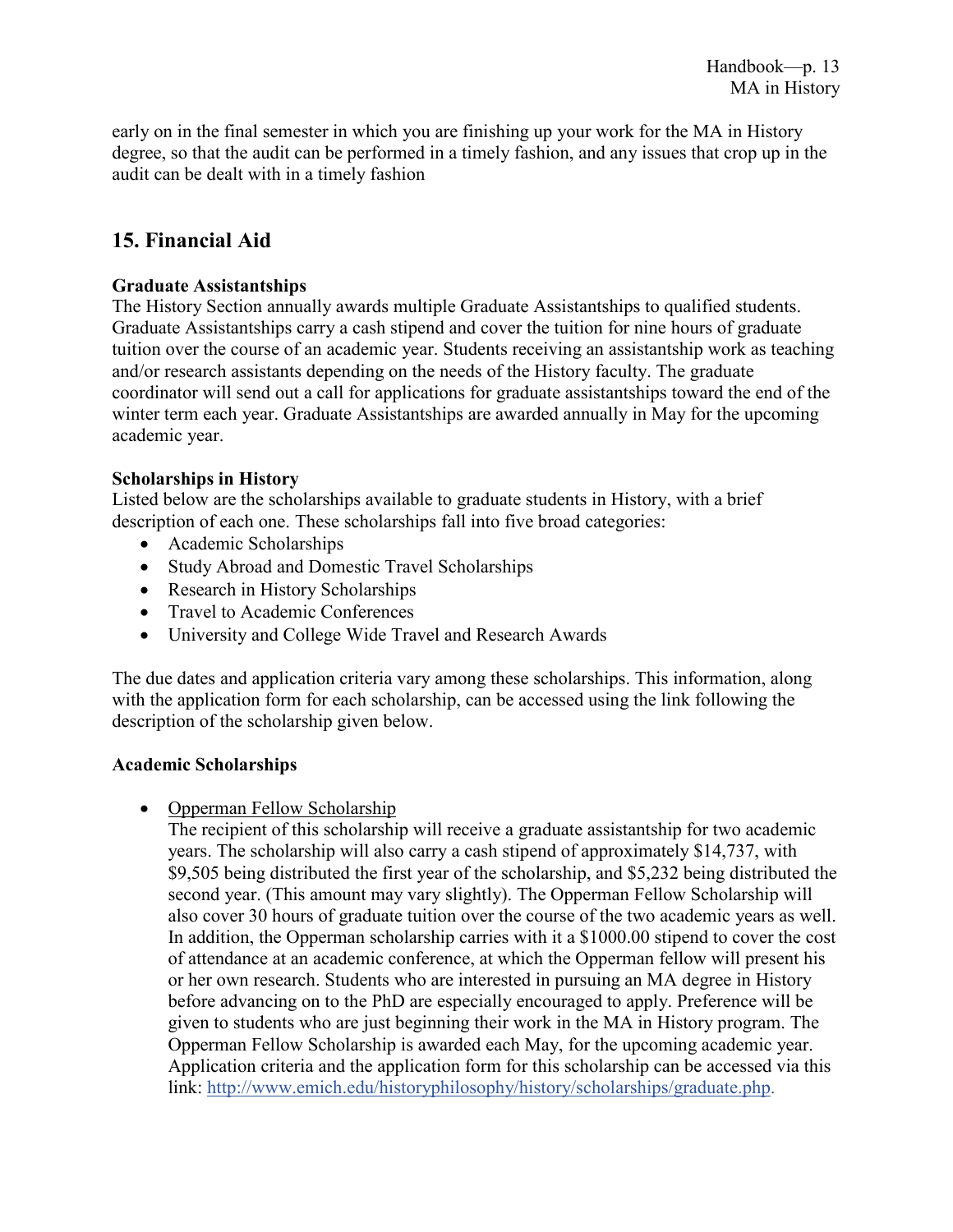early on in the final semester in which you are finishing up your work for the MA in History degree, so that the audit can be performed in a timely fashion, and any issues that crop up in the audit can be dealt with in a timely fashion

## 15. Financial Aid

**Graduate Assistantships**
The History Section annually awards multiple Graduate Assistantships to qualified students. Graduate Assistantships carry a cash stipend and cover the tuition for nine hours of graduate tuition over the course of an academic year. Students receiving an assistantship work as teaching and/or research assistants depending on the needs of the History faculty. The graduate coordinator will send out a call for applications for graduate assistantships toward the end of the winter term each year. Graduate Assistantships are awarded annually in May for the upcoming academic year.

**Scholarships in History**
Listed below are the scholarships available to graduate students in History, with a brief description of each one. These scholarships fall into five broad categories:

- Academic Scholarships
- Study Abroad and Domestic Travel Scholarships
- Research in History Scholarships
- Travel to Academic Conferences
- University and College Wide Travel and Research Awards

The due dates and application criteria vary among these scholarships. This information, along with the application form for each scholarship, can be accessed using the link following the description of the scholarship given below.

**Academic Scholarships**

- Opperman Fellow Scholarship
  The recipient of this scholarship will receive a graduate assistantship for two academic years. The scholarship will also carry a cash stipend of approximately $14,737, with $9,505 being distributed the first year of the scholarship, and $5,232 being distributed the second year. (This amount may vary slightly). The Opperman Fellow Scholarship will also cover 30 hours of graduate tuition over the course of the two academic years as well. In addition, the Opperman scholarship carries with it a $1000.00 stipend to cover the cost of attendance at an academic conference, at which the Opperman fellow will present his or her own research. Students who are interested in pursuing an MA degree in History before advancing on to the PhD are especially encouraged to apply. Preference will be given to students who are just beginning their work in the MA in History program. The Opperman Fellow Scholarship is awarded each May, for the upcoming academic year. Application criteria and the application form for this scholarship can be accessed via this link: http://www.emich.edu/historyphilosophy/history/scholarships/graduate.php.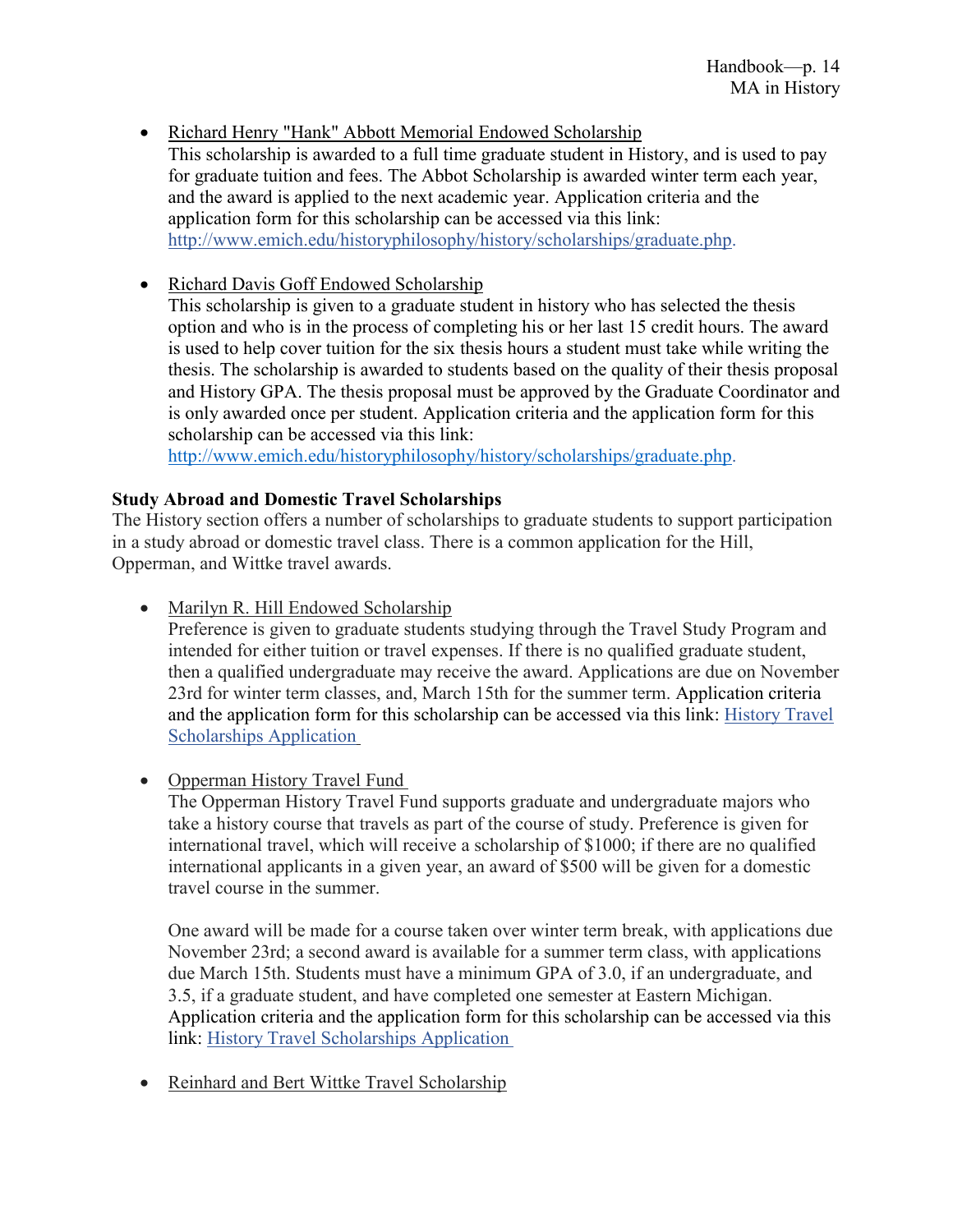- Richard Henry "Hank" Abbott Memorial Endowed Scholarship
  This scholarship is awarded to a full time graduate student in History, and is used to pay for graduate tuition and fees. The Abbot Scholarship is awarded winter term each year, and the award is applied to the next academic year. Application criteria and the application form for this scholarship can be accessed via this link: http://www.emich.edu/historyphilosophy/history/scholarships/graduate.php.

- Richard Davis Goff Endowed Scholarship
  This scholarship is given to a graduate student in history who has selected the thesis option and who is in the process of completing his or her last 15 credit hours. The award is used to help cover tuition for the six thesis hours a student must take while writing the thesis. The scholarship is awarded to students based on the quality of their thesis proposal and History GPA. The thesis proposal must be approved by the Graduate Coordinator and is only awarded once per student. Application criteria and the application form for this scholarship can be accessed via this link: http://www.emich.edu/historyphilosophy/history/scholarships/graduate.php.

**Study Abroad and Domestic Travel Scholarships**

The History section offers a number of scholarships to graduate students to support participation in a study abroad or domestic travel class. There is a common application for the Hill, Opperman, and Wittke travel awards.

- Marilyn R. Hill Endowed Scholarship
  Preference is given to graduate students studying through the Travel Study Program and intended for either tuition or travel expenses. If there is no qualified graduate student, then a qualified undergraduate may receive the award. Applications are due on November 23rd for winter term classes, and, March 15th for the summer term. Application criteria and the application form for this scholarship can be accessed via this link: History Travel Scholarships Application

- Opperman History Travel Fund
  The Opperman History Travel Fund supports graduate and undergraduate majors who take a history course that travels as part of the course of study. Preference is given for international travel, which will receive a scholarship of $1000; if there are no qualified international applicants in a given year, an award of $500 will be given for a domestic travel course in the summer.

  One award will be made for a course taken over winter term break, with applications due November 23rd; a second award is available for a summer term class, with applications due March 15th. Students must have a minimum GPA of 3.0, if an undergraduate, and 3.5, if a graduate student, and have completed one semester at Eastern Michigan. Application criteria and the application form for this scholarship can be accessed via this link: History Travel Scholarships Application

- Reinhard and Bert Wittke Travel Scholarship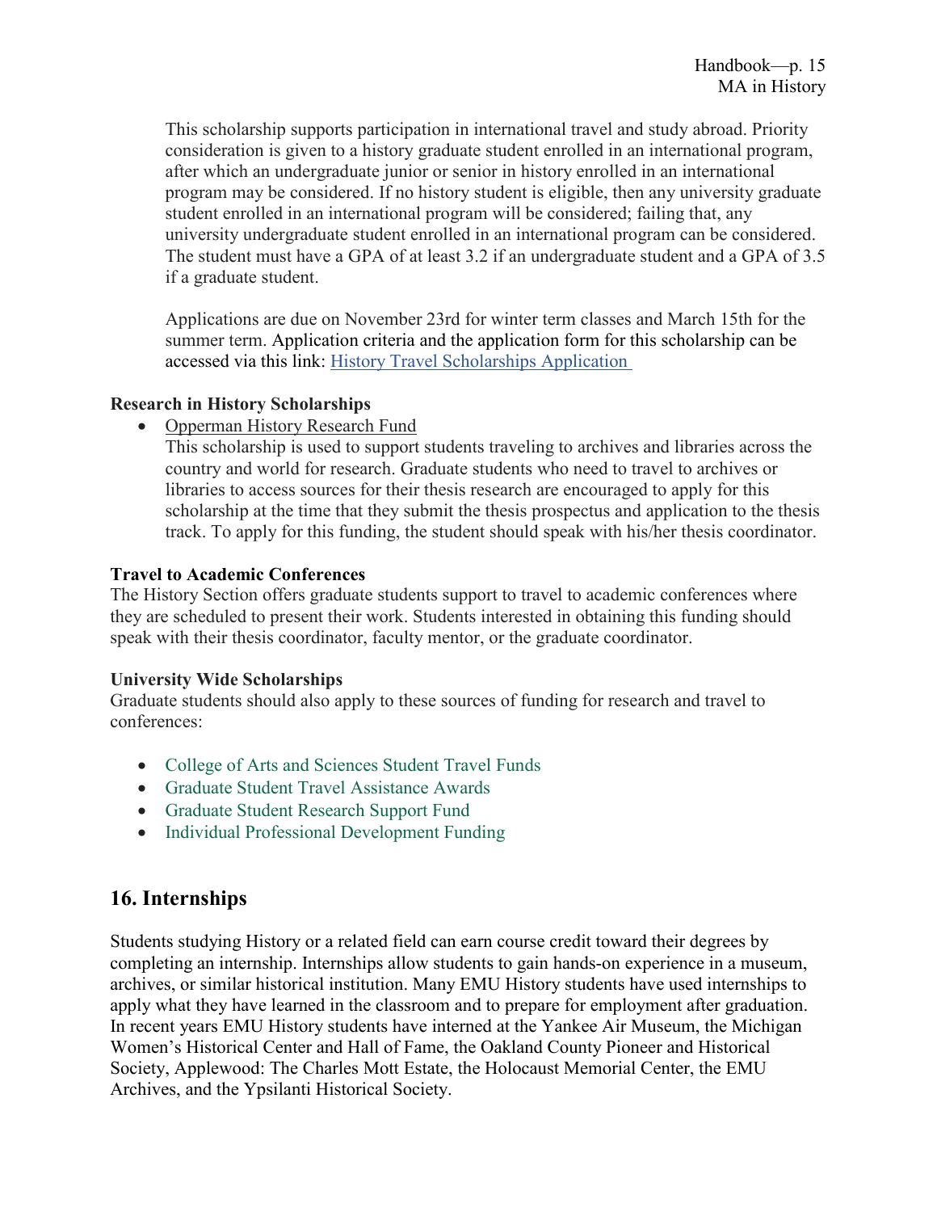This scholarship supports participation in international travel and study abroad. Priority consideration is given to a history graduate student enrolled in an international program, after which an undergraduate junior or senior in history enrolled in an international program may be considered. If no history student is eligible, then any university graduate student enrolled in an international program will be considered; failing that, any university undergraduate student enrolled in an international program can be considered. The student must have a GPA of at least 3.2 if an undergraduate student and a GPA of 3.5 if a graduate student.

Applications are due on November 23rd for winter term classes and March 15th for the summer term. Application criteria and the application form for this scholarship can be accessed via this link: History Travel Scholarships Application

**Research in History Scholarships**

- Opperman History Research Fund

  This scholarship is used to support students traveling to archives and libraries across the country and world for research. Graduate students who need to travel to archives or libraries to access sources for their thesis research are encouraged to apply for this scholarship at the time that they submit the thesis prospectus and application to the thesis track. To apply for this funding, the student should speak with his/her thesis coordinator.

**Travel to Academic Conferences**

The History Section offers graduate students support to travel to academic conferences where they are scheduled to present their work. Students interested in obtaining this funding should speak with their thesis coordinator, faculty mentor, or the graduate coordinator.

**University Wide Scholarships**

Graduate students should also apply to these sources of funding for research and travel to conferences:

- College of Arts and Sciences Student Travel Funds
- Graduate Student Travel Assistance Awards
- Graduate Student Research Support Fund
- Individual Professional Development Funding

## 16. Internships

Students studying History or a related field can earn course credit toward their degrees by completing an internship. Internships allow students to gain hands-on experience in a museum, archives, or similar historical institution. Many EMU History students have used internships to apply what they have learned in the classroom and to prepare for employment after graduation. In recent years EMU History students have interned at the Yankee Air Museum, the Michigan Women's Historical Center and Hall of Fame, the Oakland County Pioneer and Historical Society, Applewood: The Charles Mott Estate, the Holocaust Memorial Center, the EMU Archives, and the Ypsilanti Historical Society.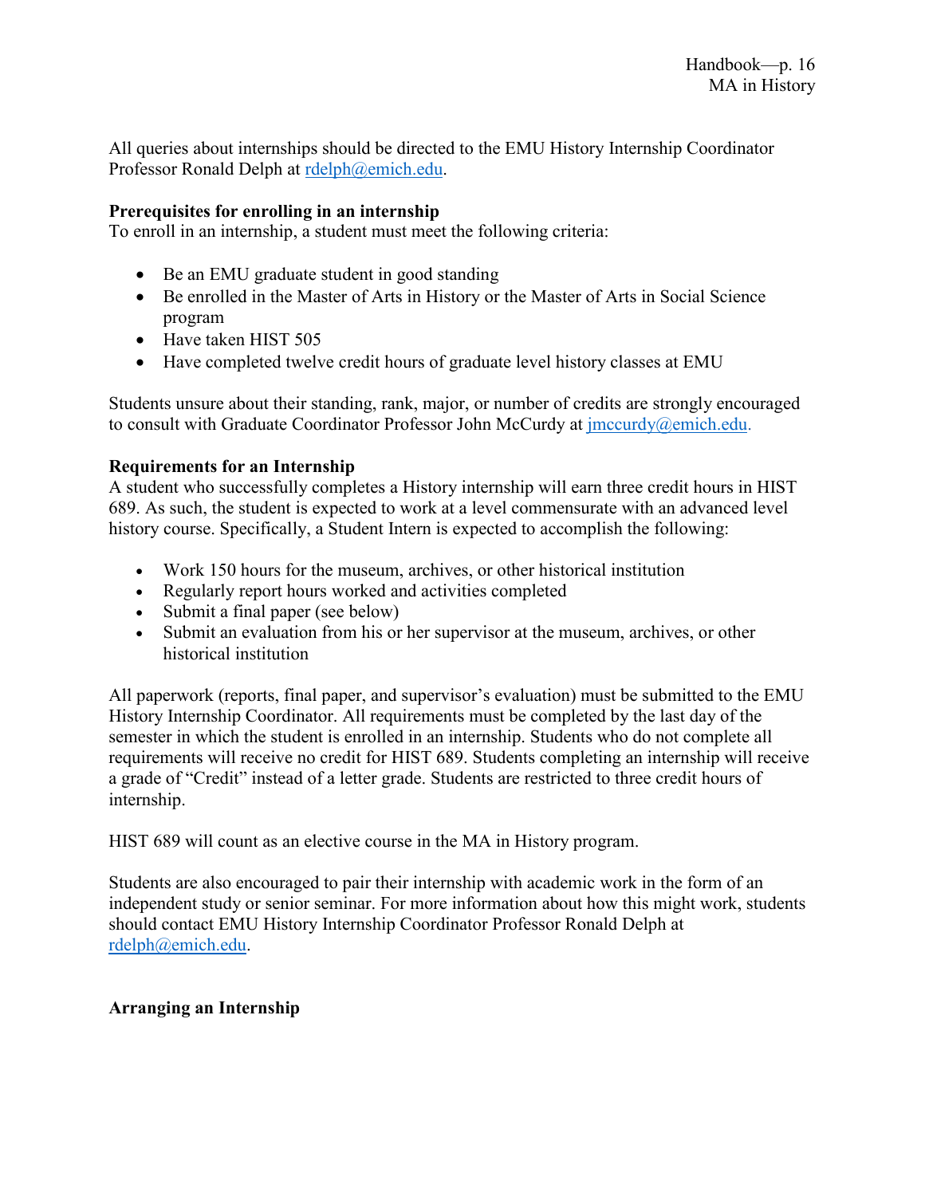All queries about internships should be directed to the EMU History Internship Coordinator Professor Ronald Delph at rdelph@emich.edu.

**Prerequisites for enrolling in an internship**

To enroll in an internship, a student must meet the following criteria:

- Be an EMU graduate student in good standing
- Be enrolled in the Master of Arts in History or the Master of Arts in Social Science program
- Have taken HIST 505
- Have completed twelve credit hours of graduate level history classes at EMU

Students unsure about their standing, rank, major, or number of credits are strongly encouraged to consult with Graduate Coordinator Professor John McCurdy at jmccurdy@emich.edu.

**Requirements for an Internship**

A student who successfully completes a History internship will earn three credit hours in HIST 689. As such, the student is expected to work at a level commensurate with an advanced level history course. Specifically, a Student Intern is expected to accomplish the following:

- Work 150 hours for the museum, archives, or other historical institution
- Regularly report hours worked and activities completed
- Submit a final paper (see below)
- Submit an evaluation from his or her supervisor at the museum, archives, or other historical institution

All paperwork (reports, final paper, and supervisor's evaluation) must be submitted to the EMU History Internship Coordinator. All requirements must be completed by the last day of the semester in which the student is enrolled in an internship. Students who do not complete all requirements will receive no credit for HIST 689. Students completing an internship will receive a grade of "Credit" instead of a letter grade. Students are restricted to three credit hours of internship.

HIST 689 will count as an elective course in the MA in History program.

Students are also encouraged to pair their internship with academic work in the form of an independent study or senior seminar. For more information about how this might work, students should contact EMU History Internship Coordinator Professor Ronald Delph at rdelph@emich.edu.

**Arranging an Internship**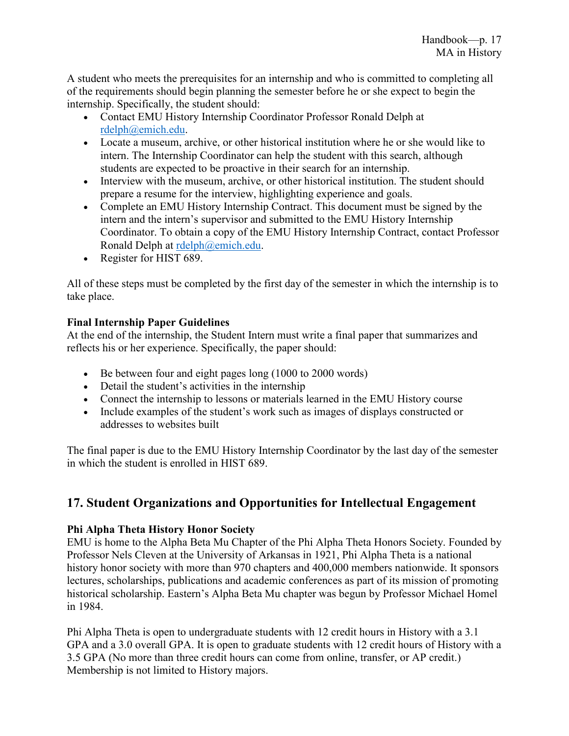A student who meets the prerequisites for an internship and who is committed to completing all of the requirements should begin planning the semester before he or she expect to begin the internship. Specifically, the student should:

- Contact EMU History Internship Coordinator Professor Ronald Delph at rdelph@emich.edu.
- Locate a museum, archive, or other historical institution where he or she would like to intern. The Internship Coordinator can help the student with this search, although students are expected to be proactive in their search for an internship.
- Interview with the museum, archive, or other historical institution. The student should prepare a resume for the interview, highlighting experience and goals.
- Complete an EMU History Internship Contract. This document must be signed by the intern and the intern's supervisor and submitted to the EMU History Internship Coordinator. To obtain a copy of the EMU History Internship Contract, contact Professor Ronald Delph at rdelph@emich.edu.
- Register for HIST 689.

All of these steps must be completed by the first day of the semester in which the internship is to take place.

**Final Internship Paper Guidelines**

At the end of the internship, the Student Intern must write a final paper that summarizes and reflects his or her experience. Specifically, the paper should:

- Be between four and eight pages long (1000 to 2000 words)
- Detail the student's activities in the internship
- Connect the internship to lessons or materials learned in the EMU History course
- Include examples of the student's work such as images of displays constructed or addresses to websites built

The final paper is due to the EMU History Internship Coordinator by the last day of the semester in which the student is enrolled in HIST 689.

## 17. Student Organizations and Opportunities for Intellectual Engagement

**Phi Alpha Theta History Honor Society**

EMU is home to the Alpha Beta Mu Chapter of the Phi Alpha Theta Honors Society. Founded by Professor Nels Cleven at the University of Arkansas in 1921, Phi Alpha Theta is a national history honor society with more than 970 chapters and 400,000 members nationwide. It sponsors lectures, scholarships, publications and academic conferences as part of its mission of promoting historical scholarship. Eastern's Alpha Beta Mu chapter was begun by Professor Michael Homel in 1984.

Phi Alpha Theta is open to undergraduate students with 12 credit hours in History with a 3.1 GPA and a 3.0 overall GPA. It is open to graduate students with 12 credit hours of History with a 3.5 GPA (No more than three credit hours can come from online, transfer, or AP credit.) Membership is not limited to History majors.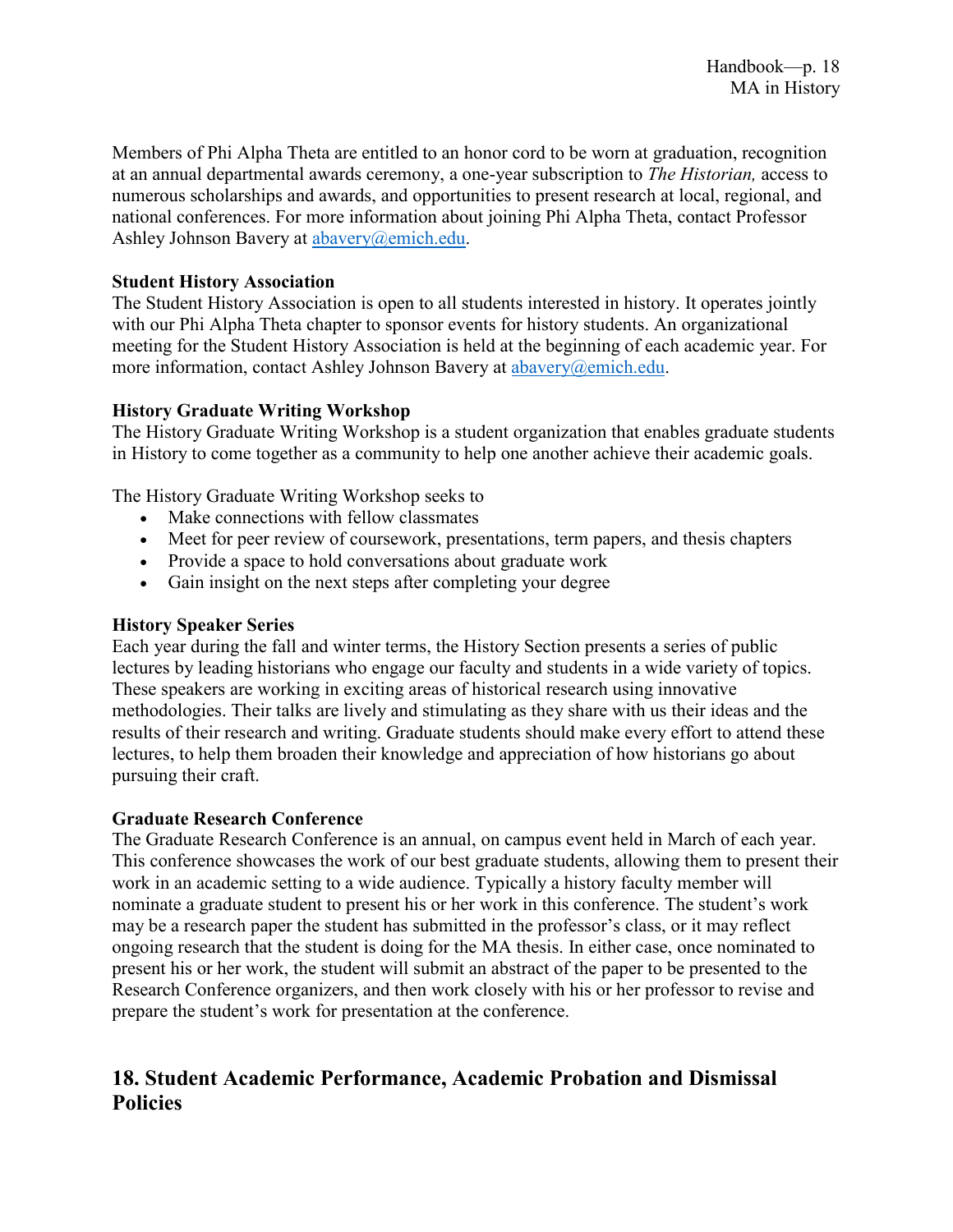Members of Phi Alpha Theta are entitled to an honor cord to be worn at graduation, recognition at an annual departmental awards ceremony, a one-year subscription to *The Historian,* access to numerous scholarships and awards, and opportunities to present research at local, regional, and national conferences. For more information about joining Phi Alpha Theta, contact Professor Ashley Johnson Bavery at abavery@emich.edu.

**Student History Association**

The Student History Association is open to all students interested in history. It operates jointly with our Phi Alpha Theta chapter to sponsor events for history students. An organizational meeting for the Student History Association is held at the beginning of each academic year. For more information, contact Ashley Johnson Bavery at abavery@emich.edu.

**History Graduate Writing Workshop**

The History Graduate Writing Workshop is a student organization that enables graduate students in History to come together as a community to help one another achieve their academic goals.

The History Graduate Writing Workshop seeks to

- Make connections with fellow classmates
- Meet for peer review of coursework, presentations, term papers, and thesis chapters
- Provide a space to hold conversations about graduate work
- Gain insight on the next steps after completing your degree

**History Speaker Series**

Each year during the fall and winter terms, the History Section presents a series of public lectures by leading historians who engage our faculty and students in a wide variety of topics. These speakers are working in exciting areas of historical research using innovative methodologies. Their talks are lively and stimulating as they share with us their ideas and the results of their research and writing. Graduate students should make every effort to attend these lectures, to help them broaden their knowledge and appreciation of how historians go about pursuing their craft.

**Graduate Research Conference**

The Graduate Research Conference is an annual, on campus event held in March of each year. This conference showcases the work of our best graduate students, allowing them to present their work in an academic setting to a wide audience. Typically a history faculty member will nominate a graduate student to present his or her work in this conference. The student's work may be a research paper the student has submitted in the professor's class, or it may reflect ongoing research that the student is doing for the MA thesis. In either case, once nominated to present his or her work, the student will submit an abstract of the paper to be presented to the Research Conference organizers, and then work closely with his or her professor to revise and prepare the student's work for presentation at the conference.

## 18. Student Academic Performance, Academic Probation and Dismissal Policies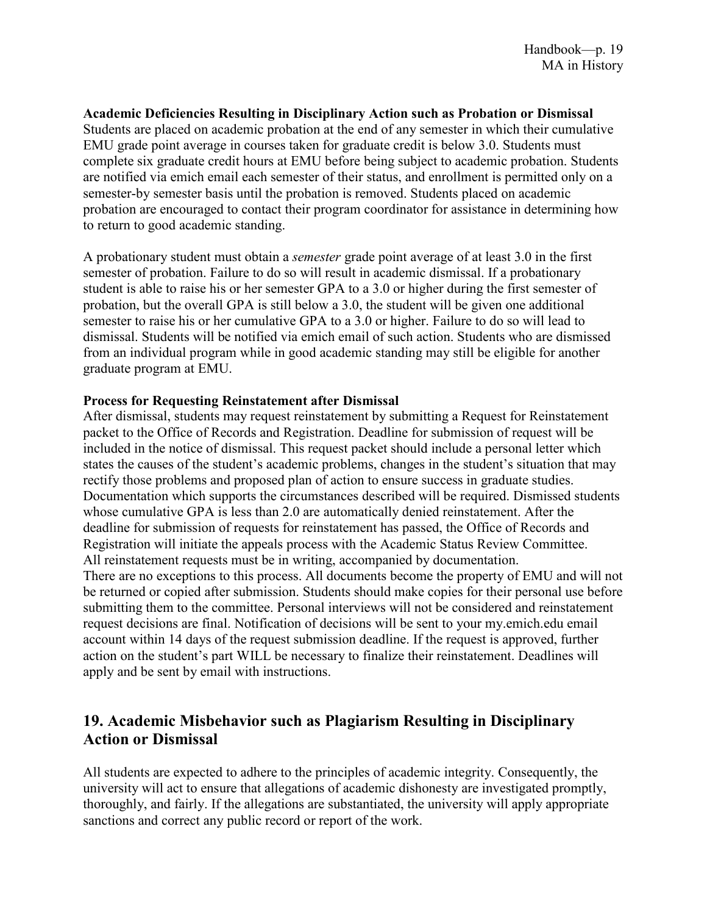**Academic Deficiencies Resulting in Disciplinary Action such as Probation or Dismissal**

Students are placed on academic probation at the end of any semester in which their cumulative EMU grade point average in courses taken for graduate credit is below 3.0. Students must complete six graduate credit hours at EMU before being subject to academic probation. Students are notified via emich email each semester of their status, and enrollment is permitted only on a semester-by semester basis until the probation is removed. Students placed on academic probation are encouraged to contact their program coordinator for assistance in determining how to return to good academic standing.

A probationary student must obtain a *semester* grade point average of at least 3.0 in the first semester of probation. Failure to do so will result in academic dismissal. If a probationary student is able to raise his or her semester GPA to a 3.0 or higher during the first semester of probation, but the overall GPA is still below a 3.0, the student will be given one additional semester to raise his or her cumulative GPA to a 3.0 or higher. Failure to do so will lead to dismissal. Students will be notified via emich email of such action. Students who are dismissed from an individual program while in good academic standing may still be eligible for another graduate program at EMU.

**Process for Requesting Reinstatement after Dismissal**

After dismissal, students may request reinstatement by submitting a Request for Reinstatement packet to the Office of Records and Registration. Deadline for submission of request will be included in the notice of dismissal. This request packet should include a personal letter which states the causes of the student's academic problems, changes in the student's situation that may rectify those problems and proposed plan of action to ensure success in graduate studies. Documentation which supports the circumstances described will be required. Dismissed students whose cumulative GPA is less than 2.0 are automatically denied reinstatement. After the deadline for submission of requests for reinstatement has passed, the Office of Records and Registration will initiate the appeals process with the Academic Status Review Committee. All reinstatement requests must be in writing, accompanied by documentation.
There are no exceptions to this process. All documents become the property of EMU and will not be returned or copied after submission. Students should make copies for their personal use before submitting them to the committee. Personal interviews will not be considered and reinstatement request decisions are final. Notification of decisions will be sent to your my.emich.edu email account within 14 days of the request submission deadline. If the request is approved, further action on the student's part WILL be necessary to finalize their reinstatement. Deadlines will apply and be sent by email with instructions.

## 19. Academic Misbehavior such as Plagiarism Resulting in Disciplinary Action or Dismissal

All students are expected to adhere to the principles of academic integrity. Consequently, the university will act to ensure that allegations of academic dishonesty are investigated promptly, thoroughly, and fairly. If the allegations are substantiated, the university will apply appropriate sanctions and correct any public record or report of the work.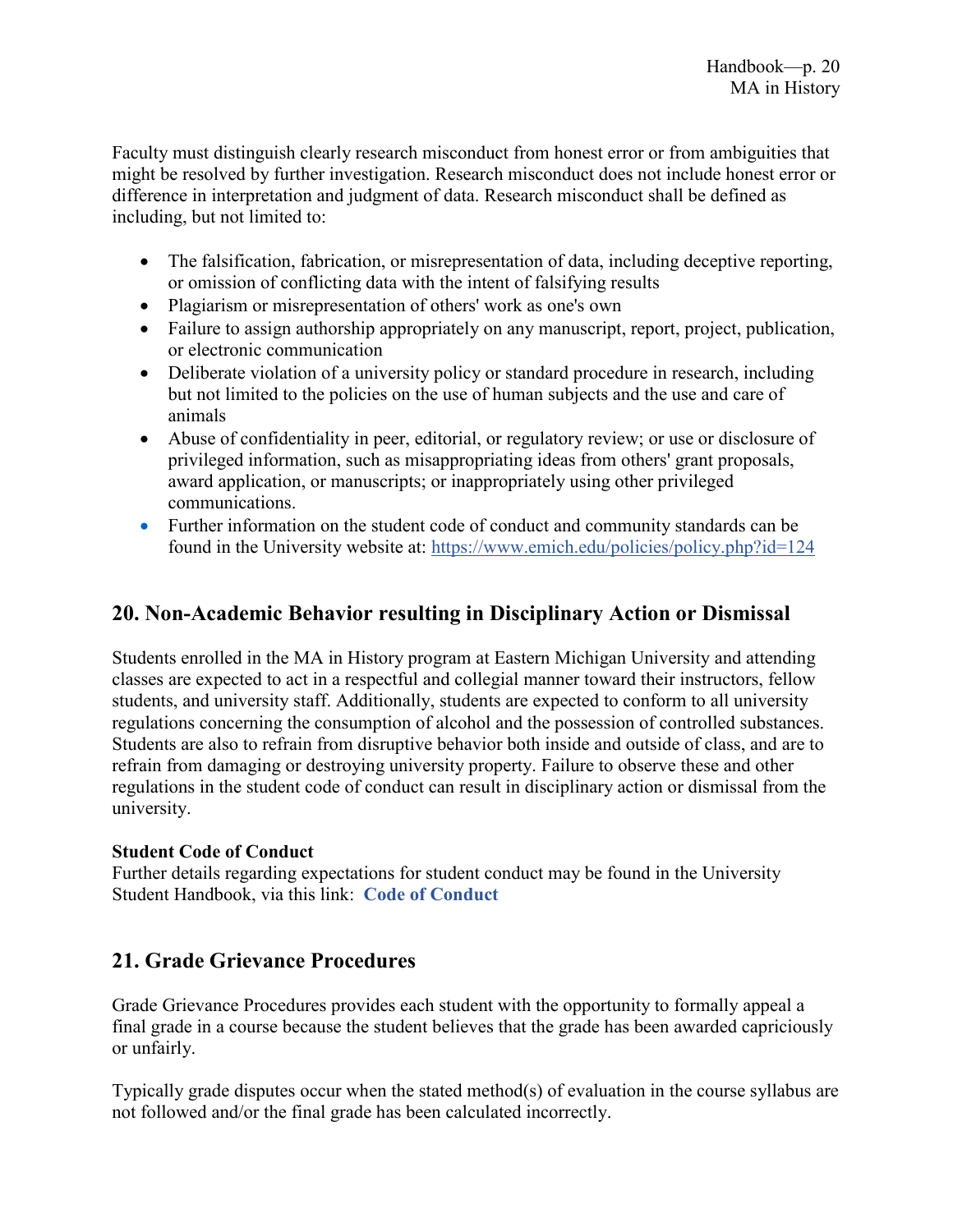Faculty must distinguish clearly research misconduct from honest error or from ambiguities that might be resolved by further investigation. Research misconduct does not include honest error or difference in interpretation and judgment of data. Research misconduct shall be defined as including, but not limited to:

- The falsification, fabrication, or misrepresentation of data, including deceptive reporting, or omission of conflicting data with the intent of falsifying results
- Plagiarism or misrepresentation of others' work as one's own
- Failure to assign authorship appropriately on any manuscript, report, project, publication, or electronic communication
- Deliberate violation of a university policy or standard procedure in research, including but not limited to the policies on the use of human subjects and the use and care of animals
- Abuse of confidentiality in peer, editorial, or regulatory review; or use or disclosure of privileged information, such as misappropriating ideas from others' grant proposals, award application, or manuscripts; or inappropriately using other privileged communications.
- Further information on the student code of conduct and community standards can be found in the University website at: https://www.emich.edu/policies/policy.php?id=124

## 20. Non-Academic Behavior resulting in Disciplinary Action or Dismissal

Students enrolled in the MA in History program at Eastern Michigan University and attending classes are expected to act in a respectful and collegial manner toward their instructors, fellow students, and university staff. Additionally, students are expected to conform to all university regulations concerning the consumption of alcohol and the possession of controlled substances. Students are also to refrain from disruptive behavior both inside and outside of class, and are to refrain from damaging or destroying university property. Failure to observe these and other regulations in the student code of conduct can result in disciplinary action or dismissal from the university.

**Student Code of Conduct**
Further details regarding expectations for student conduct may be found in the University Student Handbook, via this link: **Code of Conduct**

## 21. Grade Grievance Procedures

Grade Grievance Procedures provides each student with the opportunity to formally appeal a final grade in a course because the student believes that the grade has been awarded capriciously or unfairly.

Typically grade disputes occur when the stated method(s) of evaluation in the course syllabus are not followed and/or the final grade has been calculated incorrectly.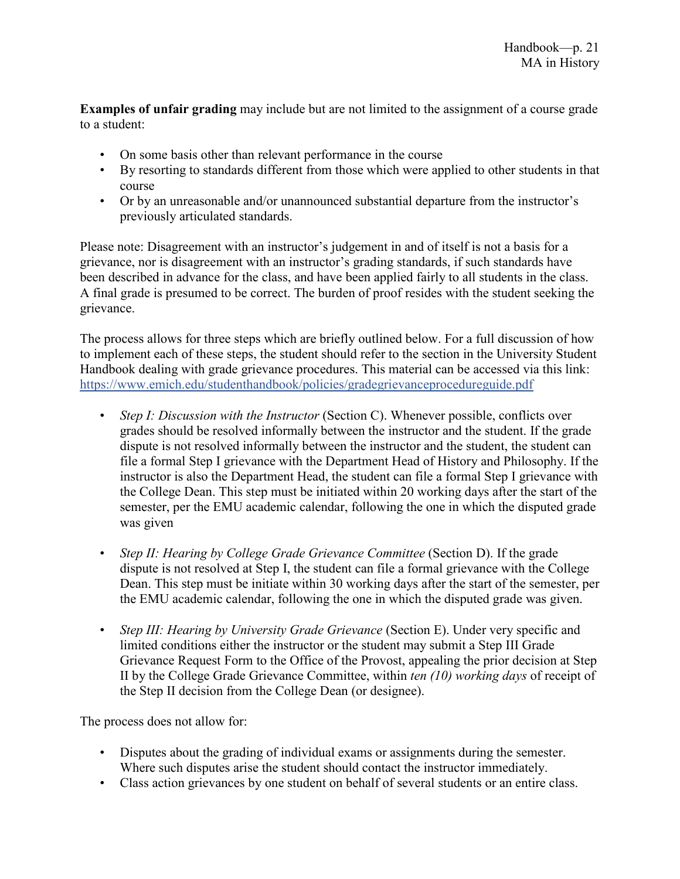**Examples of unfair grading** may include but are not limited to the assignment of a course grade to a student:

- On some basis other than relevant performance in the course
- By resorting to standards different from those which were applied to other students in that course
- Or by an unreasonable and/or unannounced substantial departure from the instructor's previously articulated standards.

Please note: Disagreement with an instructor's judgement in and of itself is not a basis for a grievance, nor is disagreement with an instructor's grading standards, if such standards have been described in advance for the class, and have been applied fairly to all students in the class. A final grade is presumed to be correct. The burden of proof resides with the student seeking the grievance.

The process allows for three steps which are briefly outlined below. For a full discussion of how to implement each of these steps, the student should refer to the section in the University Student Handbook dealing with grade grievance procedures. This material can be accessed via this link: https://www.emich.edu/studenthandbook/policies/gradegrievanceprocedureguide.pdf

- *Step I: Discussion with the Instructor* (Section C). Whenever possible, conflicts over grades should be resolved informally between the instructor and the student. If the grade dispute is not resolved informally between the instructor and the student, the student can file a formal Step I grievance with the Department Head of History and Philosophy. If the instructor is also the Department Head, the student can file a formal Step I grievance with the College Dean. This step must be initiated within 20 working days after the start of the semester, per the EMU academic calendar, following the one in which the disputed grade was given

- *Step II: Hearing by College Grade Grievance Committee* (Section D). If the grade dispute is not resolved at Step I, the student can file a formal grievance with the College Dean. This step must be initiate within 30 working days after the start of the semester, per the EMU academic calendar, following the one in which the disputed grade was given.

- *Step III: Hearing by University Grade Grievance* (Section E). Under very specific and limited conditions either the instructor or the student may submit a Step III Grade Grievance Request Form to the Office of the Provost, appealing the prior decision at Step II by the College Grade Grievance Committee, within *ten (10) working days* of receipt of the Step II decision from the College Dean (or designee).

The process does not allow for:

- Disputes about the grading of individual exams or assignments during the semester. Where such disputes arise the student should contact the instructor immediately.
- Class action grievances by one student on behalf of several students or an entire class.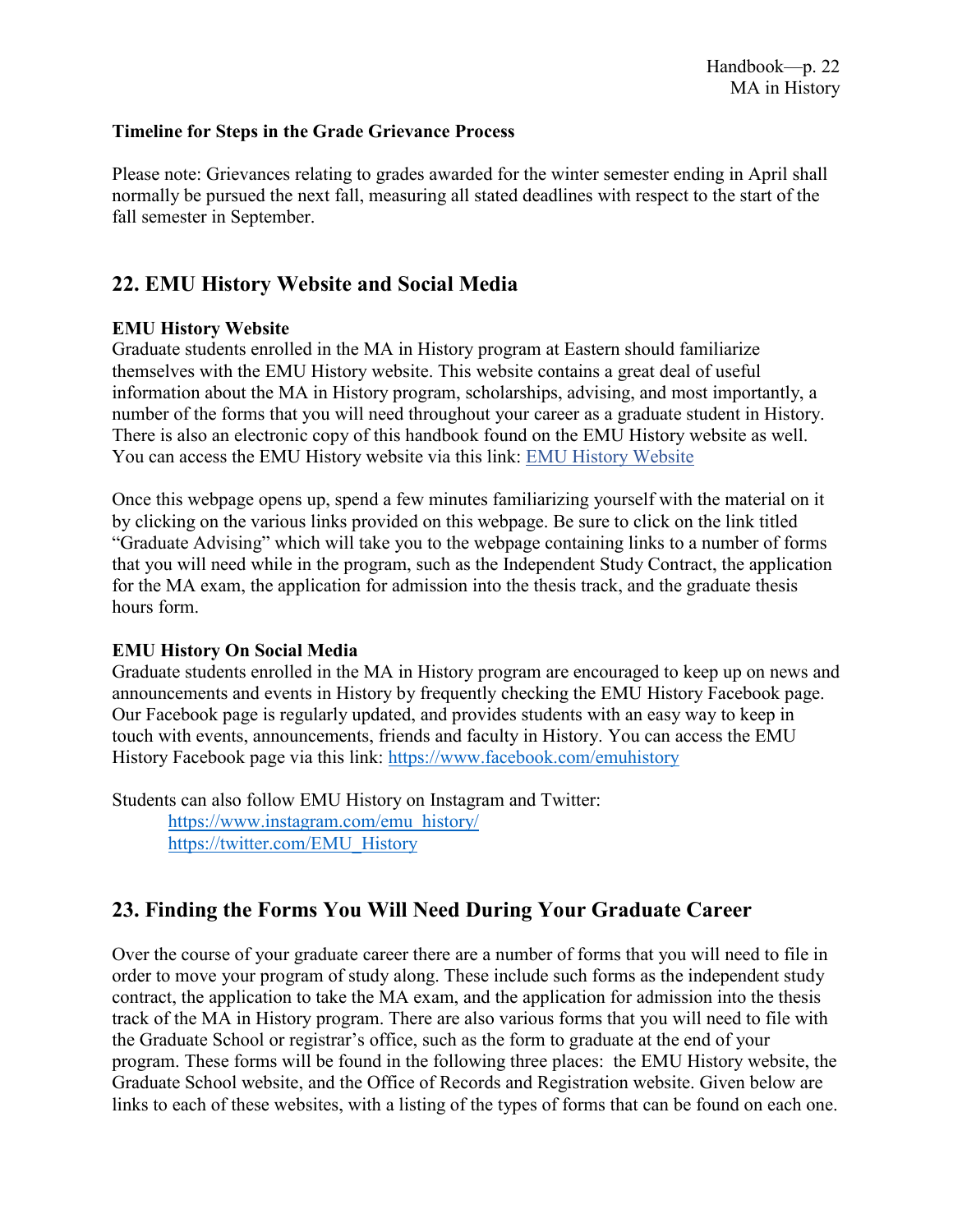**Timeline for Steps in the Grade Grievance Process**

Please note: Grievances relating to grades awarded for the winter semester ending in April shall normally be pursued the next fall, measuring all stated deadlines with respect to the start of the fall semester in September.

## 22. EMU History Website and Social Media

**EMU History Website**

Graduate students enrolled in the MA in History program at Eastern should familiarize themselves with the EMU History website. This website contains a great deal of useful information about the MA in History program, scholarships, advising, and most importantly, a number of the forms that you will need throughout your career as a graduate student in History. There is also an electronic copy of this handbook found on the EMU History website as well. You can access the EMU History website via this link: EMU History Website

Once this webpage opens up, spend a few minutes familiarizing yourself with the material on it by clicking on the various links provided on this webpage. Be sure to click on the link titled "Graduate Advising" which will take you to the webpage containing links to a number of forms that you will need while in the program, such as the Independent Study Contract, the application for the MA exam, the application for admission into the thesis track, and the graduate thesis hours form.

**EMU History On Social Media**

Graduate students enrolled in the MA in History program are encouraged to keep up on news and announcements and events in History by frequently checking the EMU History Facebook page. Our Facebook page is regularly updated, and provides students with an easy way to keep in touch with events, announcements, friends and faculty in History. You can access the EMU History Facebook page via this link: https://www.facebook.com/emuhistory

Students can also follow EMU History on Instagram and Twitter:

https://www.instagram.com/emu_history/
https://twitter.com/EMU_History

## 23. Finding the Forms You Will Need During Your Graduate Career

Over the course of your graduate career there are a number of forms that you will need to file in order to move your program of study along. These include such forms as the independent study contract, the application to take the MA exam, and the application for admission into the thesis track of the MA in History program. There are also various forms that you will need to file with the Graduate School or registrar's office, such as the form to graduate at the end of your program. These forms will be found in the following three places: the EMU History website, the Graduate School website, and the Office of Records and Registration website. Given below are links to each of these websites, with a listing of the types of forms that can be found on each one.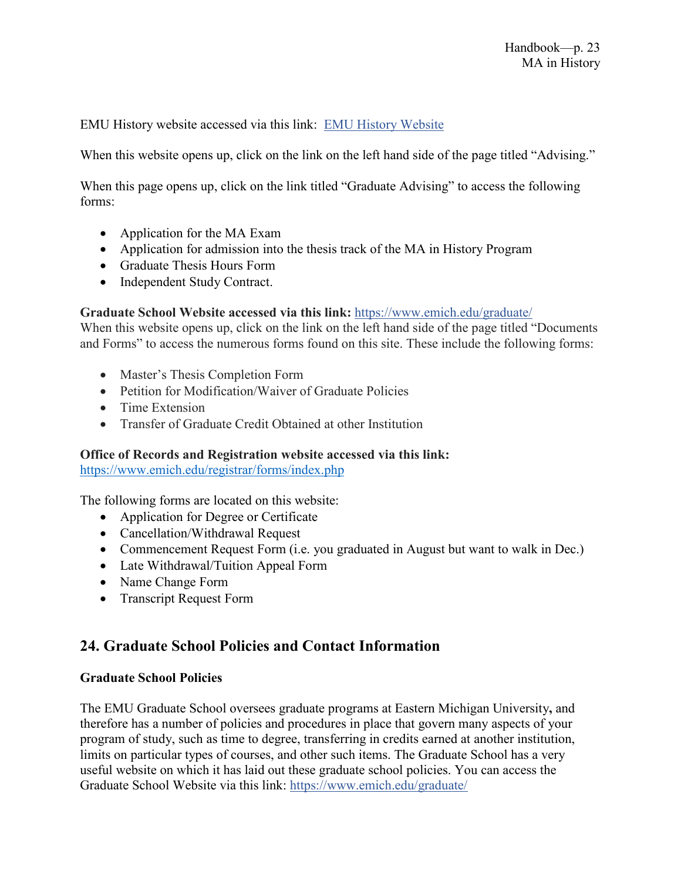EMU History website accessed via this link: [EMU History Website]

When this website opens up, click on the link on the left hand side of the page titled "Advising."

When this page opens up, click on the link titled "Graduate Advising" to access the following forms:

- Application for the MA Exam
- Application for admission into the thesis track of the MA in History Program
- Graduate Thesis Hours Form
- Independent Study Contract.

**Graduate School Website accessed via this link:** https://www.emich.edu/graduate/
When this website opens up, click on the link on the left hand side of the page titled "Documents and Forms" to access the numerous forms found on this site. These include the following forms:

- Master's Thesis Completion Form
- Petition for Modification/Waiver of Graduate Policies
- Time Extension
- Transfer of Graduate Credit Obtained at other Institution

**Office of Records and Registration website accessed via this link:**
https://www.emich.edu/registrar/forms/index.php

The following forms are located on this website:

- Application for Degree or Certificate
- Cancellation/Withdrawal Request
- Commencement Request Form (i.e. you graduated in August but want to walk in Dec.)
- Late Withdrawal/Tuition Appeal Form
- Name Change Form
- Transcript Request Form

## 24. Graduate School Policies and Contact Information

**Graduate School Policies**

The EMU Graduate School oversees graduate programs at Eastern Michigan University**,** and therefore has a number of policies and procedures in place that govern many aspects of your program of study, such as time to degree, transferring in credits earned at another institution, limits on particular types of courses, and other such items. The Graduate School has a very useful website on which it has laid out these graduate school policies. You can access the Graduate School Website via this link: https://www.emich.edu/graduate/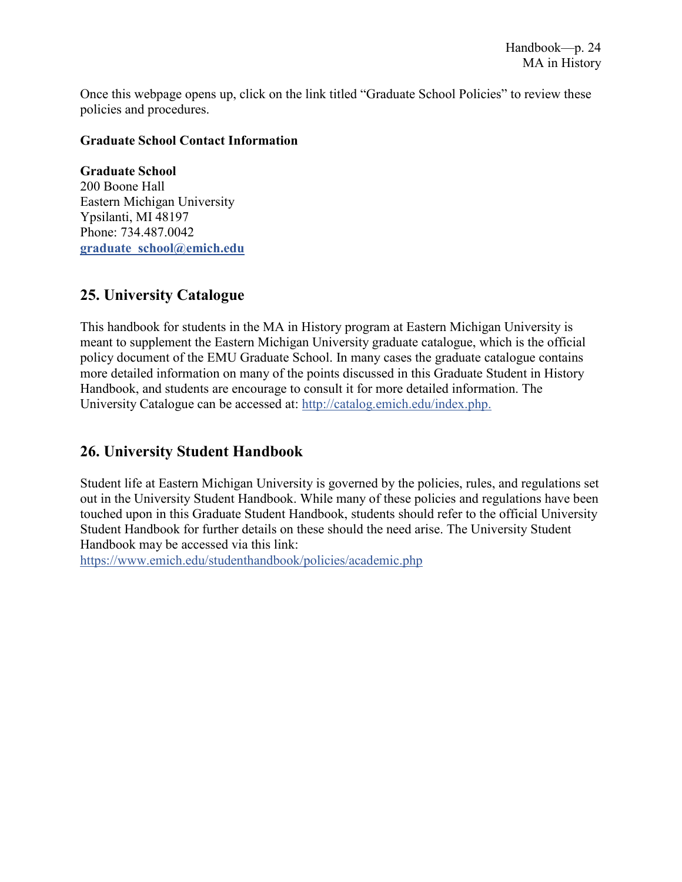Once this webpage opens up, click on the link titled "Graduate School Policies" to review these policies and procedures.

**Graduate School Contact Information**

**Graduate School**
200 Boone Hall
Eastern Michigan University
Ypsilanti, MI 48197
Phone: 734.487.0042
**graduate_school@emich.edu**

## 25. University Catalogue

This handbook for students in the MA in History program at Eastern Michigan University is meant to supplement the Eastern Michigan University graduate catalogue, which is the official policy document of the EMU Graduate School. In many cases the graduate catalogue contains more detailed information on many of the points discussed in this Graduate Student in History Handbook, and students are encourage to consult it for more detailed information. The University Catalogue can be accessed at: http://catalog.emich.edu/index.php.

## 26. University Student Handbook

Student life at Eastern Michigan University is governed by the policies, rules, and regulations set out in the University Student Handbook. While many of these policies and regulations have been touched upon in this Graduate Student Handbook, students should refer to the official University Student Handbook for further details on these should the need arise. The University Student Handbook may be accessed via this link:
https://www.emich.edu/studenthandbook/policies/academic.php